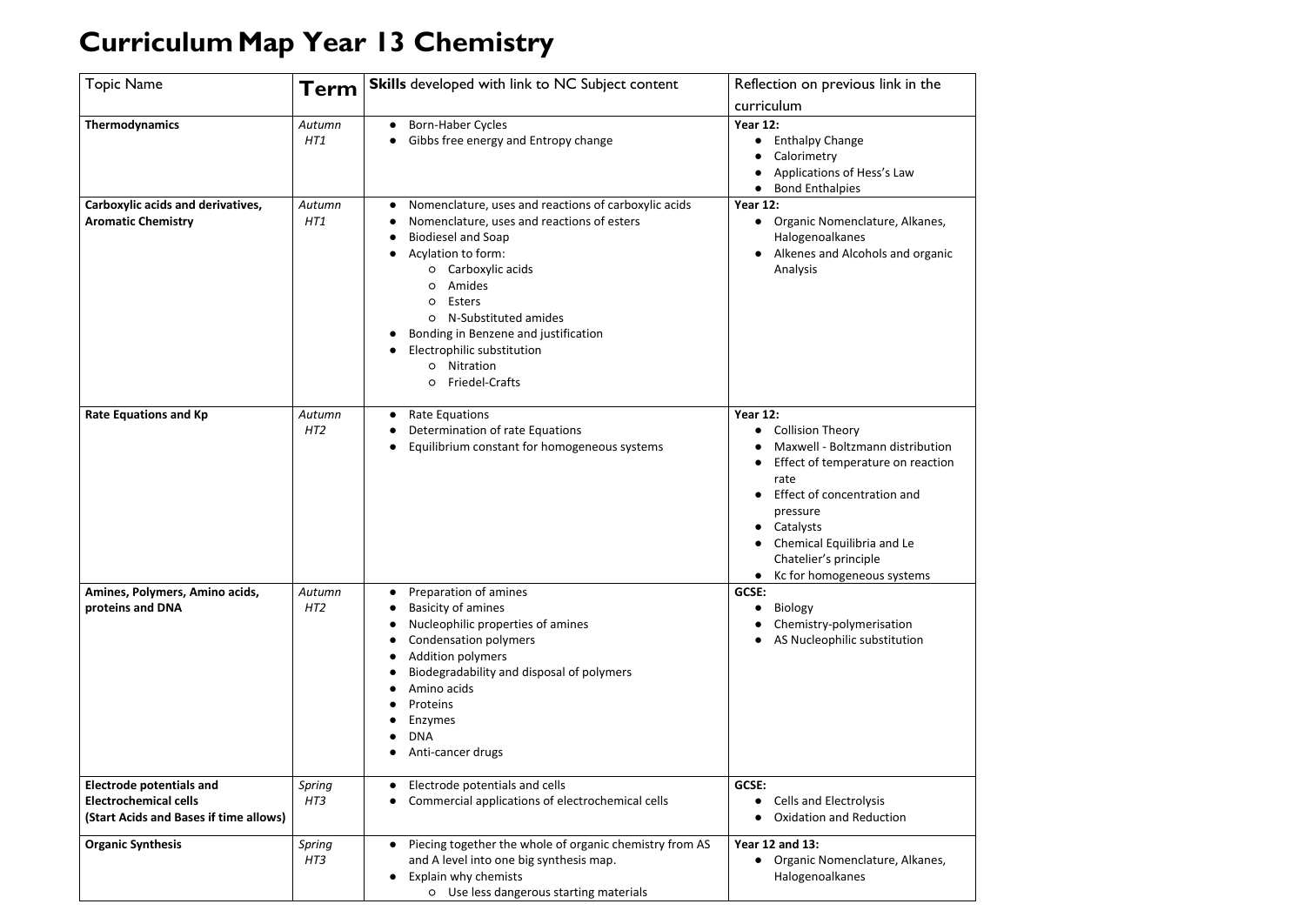# Curriculum Map Year 13 Chemistry

| Topic Name | Term | **Skills** developed with link to NC Subject content | Reflection on previous link in the curriculum |
|---|---|---|---|
| **Thermodynamics** | *Autumn HT1* | • Born-Haber Cycles<br>• Gibbs free energy and Entropy change | **Year 12:**<br>• Enthalpy Change<br>• Calorimetry<br>• Applications of Hess's Law<br>• Bond Enthalpies |
| **Carboxylic acids and derivatives, Aromatic Chemistry** | *Autumn HT1* | • Nomenclature, uses and reactions of carboxylic acids<br>• Nomenclature, uses and reactions of esters<br>• Biodiesel and Soap<br>• Acylation to form:<br>  ○ Carboxylic acids<br>  ○ Amides<br>  ○ Esters<br>  ○ N-Substituted amides<br>• Bonding in Benzene and justification<br>• Electrophilic substitution<br>  ○ Nitration<br>  ○ Friedel-Crafts | **Year 12:**<br>• Organic Nomenclature, Alkanes, Halogenoalkanes<br>• Alkenes and Alcohols and organic Analysis |
| **Rate Equations and Kp** | *Autumn HT2* | • Rate Equations<br>• Determination of rate Equations<br>• Equilibrium constant for homogeneous systems | **Year 12:**<br>• Collision Theory<br>• Maxwell - Boltzmann distribution<br>• Effect of temperature on reaction rate<br>• Effect of concentration and pressure<br>• Catalysts<br>• Chemical Equilibria and Le Chatelier's principle<br>• Kc for homogeneous systems |
| **Amines, Polymers, Amino acids, proteins and DNA** | *Autumn HT2* | • Preparation of amines<br>• Basicity of amines<br>• Nucleophilic properties of amines<br>• Condensation polymers<br>• Addition polymers<br>• Biodegradability and disposal of polymers<br>• Amino acids<br>• Proteins<br>• Enzymes<br>• DNA<br>• Anti-cancer drugs | **GCSE:**<br>• Biology<br>• Chemistry-polymerisation<br>• AS Nucleophilic substitution |
| **Electrode potentials and Electrochemical cells (Start Acids and Bases if time allows)** | *Spring HT3* | • Electrode potentials and cells<br>• Commercial applications of electrochemical cells | **GCSE:**<br>• Cells and Electrolysis<br>• Oxidation and Reduction |
| **Organic Synthesis** | *Spring HT3* | • Piecing together the whole of organic chemistry from AS and A level into one big synthesis map.<br>• Explain why chemists<br>  ○ Use less dangerous starting materials | **Year 12 and 13:**<br>• Organic Nomenclature, Alkanes, Halogenoalkanes |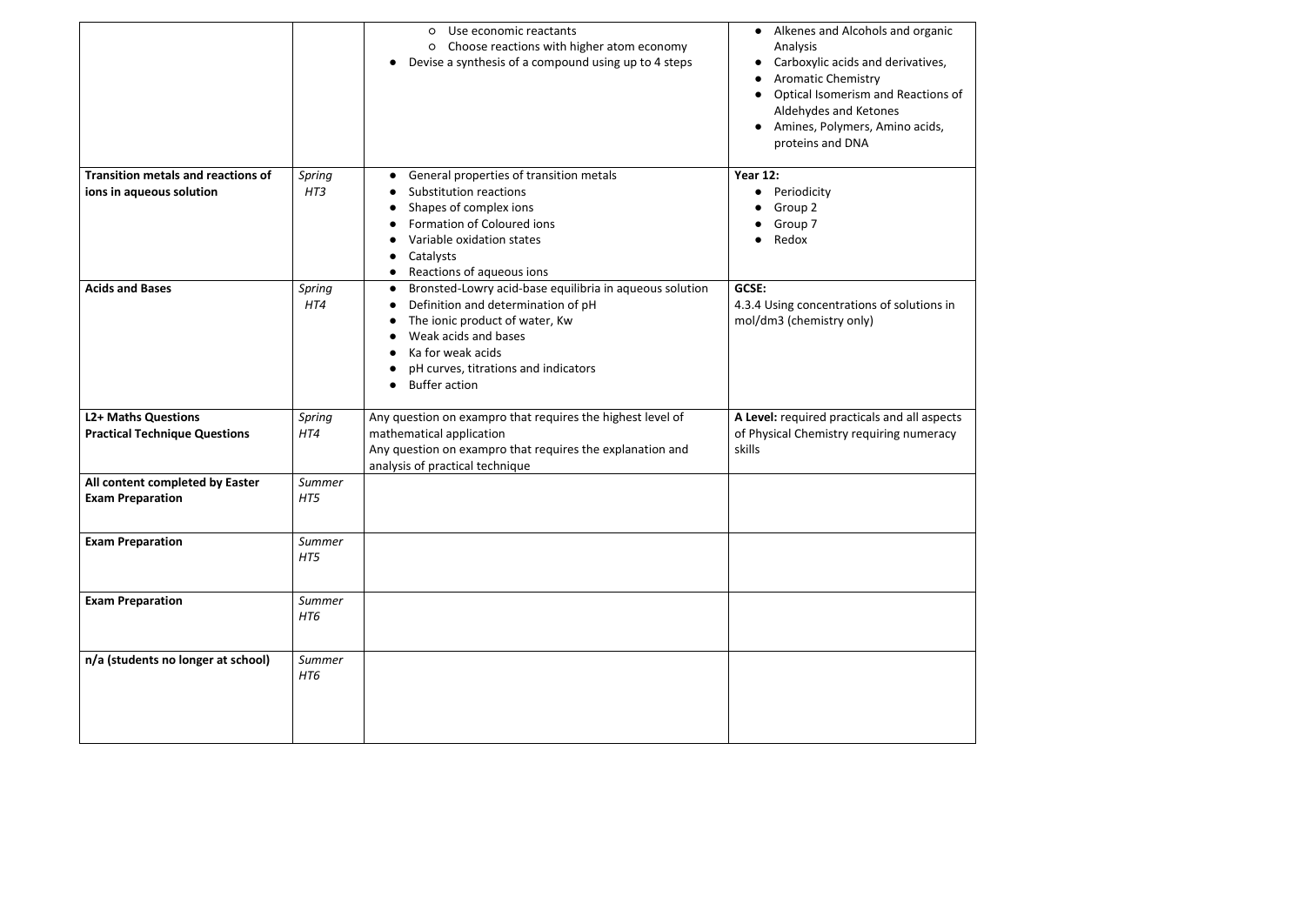| | | | |
|---|---|---|---|
| | | ○ Use economic reactants<br>○ Choose reactions with higher atom economy<br>• Devise a synthesis of a compound using up to 4 steps | • Alkenes and Alcohols and organic Analysis<br>• Carboxylic acids and derivatives,<br>• Aromatic Chemistry<br>• Optical Isomerism and Reactions of Aldehydes and Ketones<br>• Amines, Polymers, Amino acids, proteins and DNA |
| **Transition metals and reactions of ions in aqueous solution** | *Spring HT3* | • General properties of transition metals<br>• Substitution reactions<br>• Shapes of complex ions<br>• Formation of Coloured ions<br>• Variable oxidation states<br>• Catalysts<br>• Reactions of aqueous ions | **Year 12:**<br>• Periodicity<br>• Group 2<br>• Group 7<br>• Redox |
| **Acids and Bases** | *Spring HT4* | • Bronsted-Lowry acid-base equilibria in aqueous solution<br>• Definition and determination of pH<br>• The ionic product of water, Kw<br>• Weak acids and bases<br>• Ka for weak acids<br>• pH curves, titrations and indicators<br>• Buffer action | **GCSE:**<br>4.3.4 Using concentrations of solutions in mol/dm3 (chemistry only) |
| **L2+ Maths Questions**<br>**Practical Technique Questions** | *Spring HT4* | Any question on exampro that requires the highest level of mathematical application<br>Any question on exampro that requires the explanation and analysis of practical technique | **A Level:** required practicals and all aspects of Physical Chemistry requiring numeracy skills |
| **All content completed by Easter**<br>**Exam Preparation** | *Summer HT5* | | |
| **Exam Preparation** | *Summer HT5* | | |
| **Exam Preparation** | *Summer HT6* | | |
| **n/a (students no longer at school)** | *Summer HT6* | | |